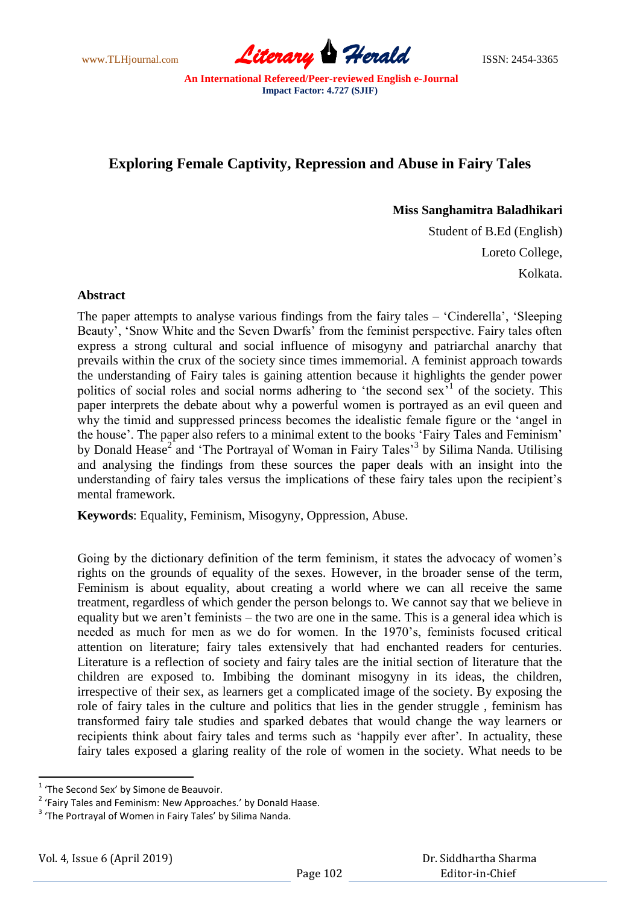# Exploring Female Captivity, Repression and Abuse in Fairy Tales

**Miss Sanghamitra Baladhikari**

Student of B.Ed (English)

Loreto College,

Kolkata.

## Abstract

The paper attempts to analyse various findings from the fairy tales – 'Cinderella', 'Sleeping Beauty', 'Snow White and the Seven Dwarfs' from the feminist perspective. Fairy tales often express a strong cultural and social influence of misogyny and patriarchal anarchy that prevails within the crux of the society since times immemorial. A feminist approach towards the understanding of Fairy tales is gaining attention because it highlights the gender power politics of social roles and social norms adhering to 'the second sex'[1] of the society. This paper interprets the debate about why a powerful women is portrayed as an evil queen and why the timid and suppressed princess becomes the idealistic female figure or the 'angel in the house'. The paper also refers to a minimal extent to the books 'Fairy Tales and Feminism' by Donald Hease[2] and 'The Portrayal of Woman in Fairy Tales'[3] by Silima Nanda. Utilising and analysing the findings from these sources the paper deals with an insight into the understanding of fairy tales versus the implications of these fairy tales upon the recipient's mental framework.

**Keywords**: Equality, Feminism, Misogyny, Oppression, Abuse.

Going by the dictionary definition of the term feminism, it states the advocacy of women's rights on the grounds of equality of the sexes. However, in the broader sense of the term, Feminism is about equality, about creating a world where we can all receive the same treatment, regardless of which gender the person belongs to. We cannot say that we believe in equality but we aren't feminists – the two are one in the same. This is a general idea which is needed as much for men as we do for women. In the 1970's, feminists focused critical attention on literature; fairy tales extensively that had enchanted readers for centuries. Literature is a reflection of society and fairy tales are the initial section of literature that the children are exposed to. Imbibing the dominant misogyny in its ideas, the children, irrespective of their sex, as learners get a complicated image of the society. By exposing the role of fairy tales in the culture and politics that lies in the gender struggle , feminism has transformed fairy tale studies and sparked debates that would change the way learners or recipients think about fairy tales and terms such as 'happily ever after'. In actuality, these fairy tales exposed a glaring reality of the role of women in the society. What needs to be

---

[1] 'The Second Sex' by Simone de Beauvoir.

[2] 'Fairy Tales and Feminism: New Approaches.' by Donald Haase.

[3] 'The Portrayal of Women in Fairy Tales' by Silima Nanda.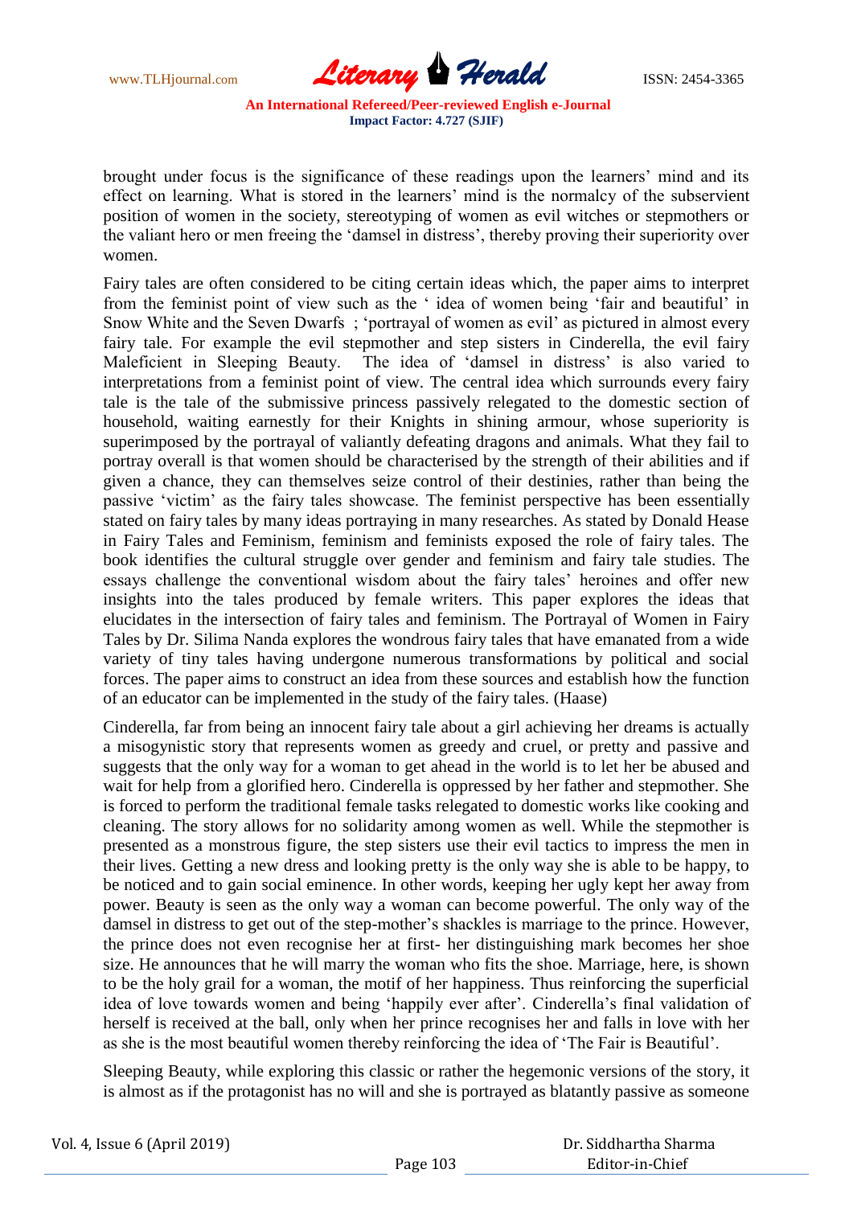brought under focus is the significance of these readings upon the learners' mind and its effect on learning. What is stored in the learners' mind is the normalcy of the subservient position of women in the society, stereotyping of women as evil witches or stepmothers or the valiant hero or men freeing the 'damsel in distress', thereby proving their superiority over women.

Fairy tales are often considered to be citing certain ideas which, the paper aims to interpret from the feminist point of view such as the ' idea of women being 'fair and beautiful' in Snow White and the Seven Dwarfs ; 'portrayal of women as evil' as pictured in almost every fairy tale. For example the evil stepmother and step sisters in Cinderella, the evil fairy Maleficient in Sleeping Beauty. The idea of 'damsel in distress' is also varied to interpretations from a feminist point of view. The central idea which surrounds every fairy tale is the tale of the submissive princess passively relegated to the domestic section of household, waiting earnestly for their Knights in shining armour, whose superiority is superimposed by the portrayal of valiantly defeating dragons and animals. What they fail to portray overall is that women should be characterised by the strength of their abilities and if given a chance, they can themselves seize control of their destinies, rather than being the passive 'victim' as the fairy tales showcase. The feminist perspective has been essentially stated on fairy tales by many ideas portraying in many researches. As stated by Donald Hease in Fairy Tales and Feminism, feminism and feminists exposed the role of fairy tales. The book identifies the cultural struggle over gender and feminism and fairy tale studies. The essays challenge the conventional wisdom about the fairy tales' heroines and offer new insights into the tales produced by female writers. This paper explores the ideas that elucidates in the intersection of fairy tales and feminism. The Portrayal of Women in Fairy Tales by Dr. Silima Nanda explores the wondrous fairy tales that have emanated from a wide variety of tiny tales having undergone numerous transformations by political and social forces. The paper aims to construct an idea from these sources and establish how the function of an educator can be implemented in the study of the fairy tales. (Haase)

Cinderella, far from being an innocent fairy tale about a girl achieving her dreams is actually a misogynistic story that represents women as greedy and cruel, or pretty and passive and suggests that the only way for a woman to get ahead in the world is to let her be abused and wait for help from a glorified hero. Cinderella is oppressed by her father and stepmother. She is forced to perform the traditional female tasks relegated to domestic works like cooking and cleaning. The story allows for no solidarity among women as well. While the stepmother is presented as a monstrous figure, the step sisters use their evil tactics to impress the men in their lives. Getting a new dress and looking pretty is the only way she is able to be happy, to be noticed and to gain social eminence. In other words, keeping her ugly kept her away from power. Beauty is seen as the only way a woman can become powerful. The only way of the damsel in distress to get out of the step-mother's shackles is marriage to the prince. However, the prince does not even recognise her at first- her distinguishing mark becomes her shoe size. He announces that he will marry the woman who fits the shoe. Marriage, here, is shown to be the holy grail for a woman, the motif of her happiness. Thus reinforcing the superficial idea of love towards women and being 'happily ever after'. Cinderella's final validation of herself is received at the ball, only when her prince recognises her and falls in love with her as she is the most beautiful women thereby reinforcing the idea of 'The Fair is Beautiful'.

Sleeping Beauty, while exploring this classic or rather the hegemonic versions of the story, it is almost as if the protagonist has no will and she is portrayed as blatantly passive as someone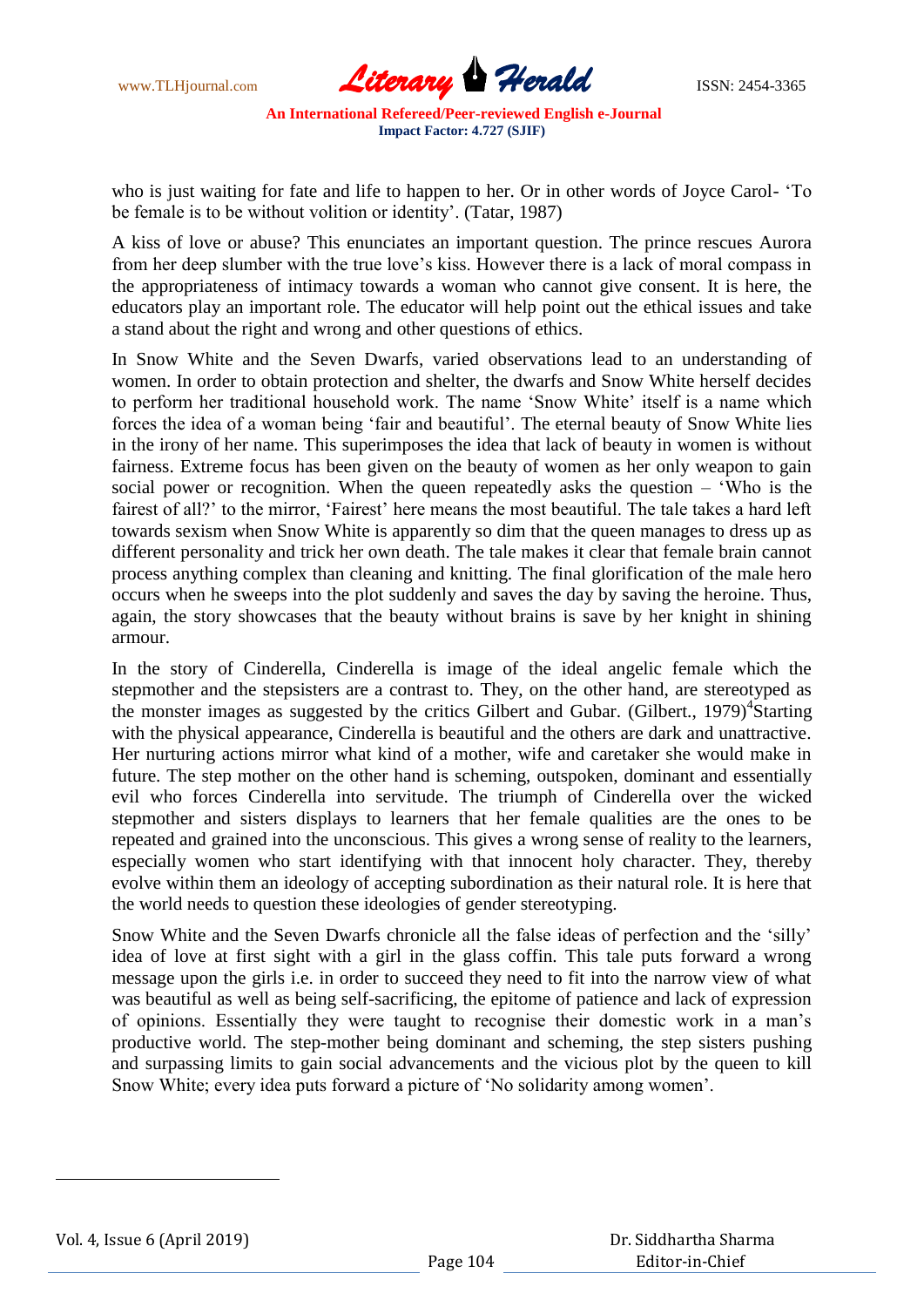who is just waiting for fate and life to happen to her. Or in other words of Joyce Carol- 'To be female is to be without volition or identity'. (Tatar, 1987)

A kiss of love or abuse? This enunciates an important question. The prince rescues Aurora from her deep slumber with the true love's kiss. However there is a lack of moral compass in the appropriateness of intimacy towards a woman who cannot give consent. It is here, the educators play an important role. The educator will help point out the ethical issues and take a stand about the right and wrong and other questions of ethics.

In Snow White and the Seven Dwarfs, varied observations lead to an understanding of women. In order to obtain protection and shelter, the dwarfs and Snow White herself decides to perform her traditional household work. The name 'Snow White' itself is a name which forces the idea of a woman being 'fair and beautiful'. The eternal beauty of Snow White lies in the irony of her name. This superimposes the idea that lack of beauty in women is without fairness. Extreme focus has been given on the beauty of women as her only weapon to gain social power or recognition. When the queen repeatedly asks the question – 'Who is the fairest of all?' to the mirror, 'Fairest' here means the most beautiful. The tale takes a hard left towards sexism when Snow White is apparently so dim that the queen manages to dress up as different personality and trick her own death. The tale makes it clear that female brain cannot process anything complex than cleaning and knitting. The final glorification of the male hero occurs when he sweeps into the plot suddenly and saves the day by saving the heroine. Thus, again, the story showcases that the beauty without brains is save by her knight in shining armour.

In the story of Cinderella, Cinderella is image of the ideal angelic female which the stepmother and the stepsisters are a contrast to. They, on the other hand, are stereotyped as the monster images as suggested by the critics Gilbert and Gubar. (Gilbert., 1979)[4]Starting with the physical appearance, Cinderella is beautiful and the others are dark and unattractive. Her nurturing actions mirror what kind of a mother, wife and caretaker she would make in future. The step mother on the other hand is scheming, outspoken, dominant and essentially evil who forces Cinderella into servitude. The triumph of Cinderella over the wicked stepmother and sisters displays to learners that her female qualities are the ones to be repeated and grained into the unconscious. This gives a wrong sense of reality to the learners, especially women who start identifying with that innocent holy character. They, thereby evolve within them an ideology of accepting subordination as their natural role. It is here that the world needs to question these ideologies of gender stereotyping.

Snow White and the Seven Dwarfs chronicle all the false ideas of perfection and the 'silly' idea of love at first sight with a girl in the glass coffin. This tale puts forward a wrong message upon the girls i.e. in order to succeed they need to fit into the narrow view of what was beautiful as well as being self-sacrificing, the epitome of patience and lack of expression of opinions. Essentially they were taught to recognise their domestic work in a man's productive world. The step-mother being dominant and scheming, the step sisters pushing and surpassing limits to gain social advancements and the vicious plot by the queen to kill Snow White; every idea puts forward a picture of 'No solidarity among women'.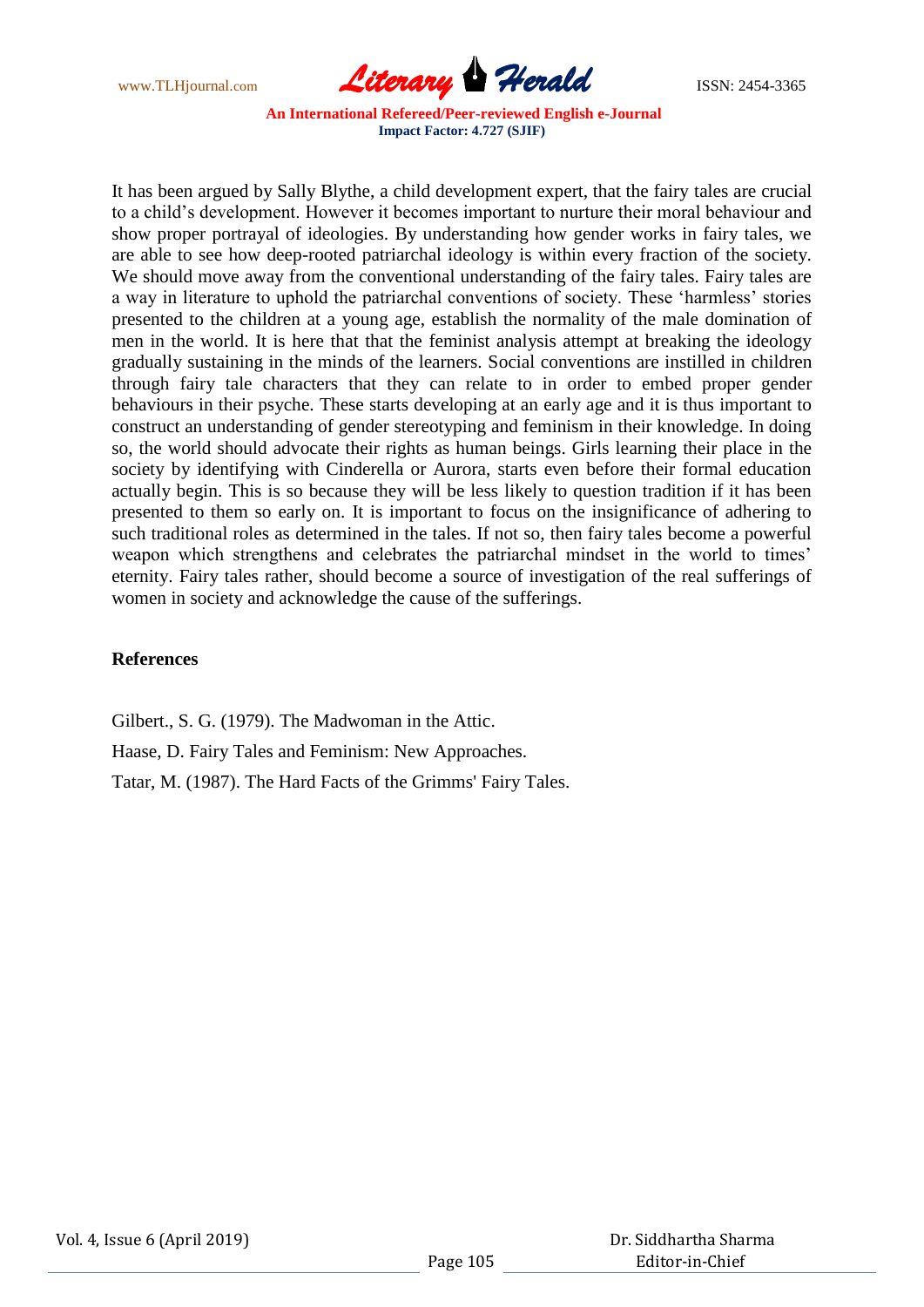It has been argued by Sally Blythe, a child development expert, that the fairy tales are crucial to a child's development. However it becomes important to nurture their moral behaviour and show proper portrayal of ideologies. By understanding how gender works in fairy tales, we are able to see how deep-rooted patriarchal ideology is within every fraction of the society. We should move away from the conventional understanding of the fairy tales. Fairy tales are a way in literature to uphold the patriarchal conventions of society. These 'harmless' stories presented to the children at a young age, establish the normality of the male domination of men in the world. It is here that that the feminist analysis attempt at breaking the ideology gradually sustaining in the minds of the learners. Social conventions are instilled in children through fairy tale characters that they can relate to in order to embed proper gender behaviours in their psyche. These starts developing at an early age and it is thus important to construct an understanding of gender stereotyping and feminism in their knowledge. In doing so, the world should advocate their rights as human beings. Girls learning their place in the society by identifying with Cinderella or Aurora, starts even before their formal education actually begin. This is so because they will be less likely to question tradition if it has been presented to them so early on. It is important to focus on the insignificance of adhering to such traditional roles as determined in the tales. If not so, then fairy tales become a powerful weapon which strengthens and celebrates the patriarchal mindset in the world to times' eternity. Fairy tales rather, should become a source of investigation of the real sufferings of women in society and acknowledge the cause of the sufferings.

## References

Gilbert., S. G. (1979). The Madwoman in the Attic.

Haase, D. Fairy Tales and Feminism: New Approaches.

Tatar, M. (1987). The Hard Facts of the Grimms' Fairy Tales.